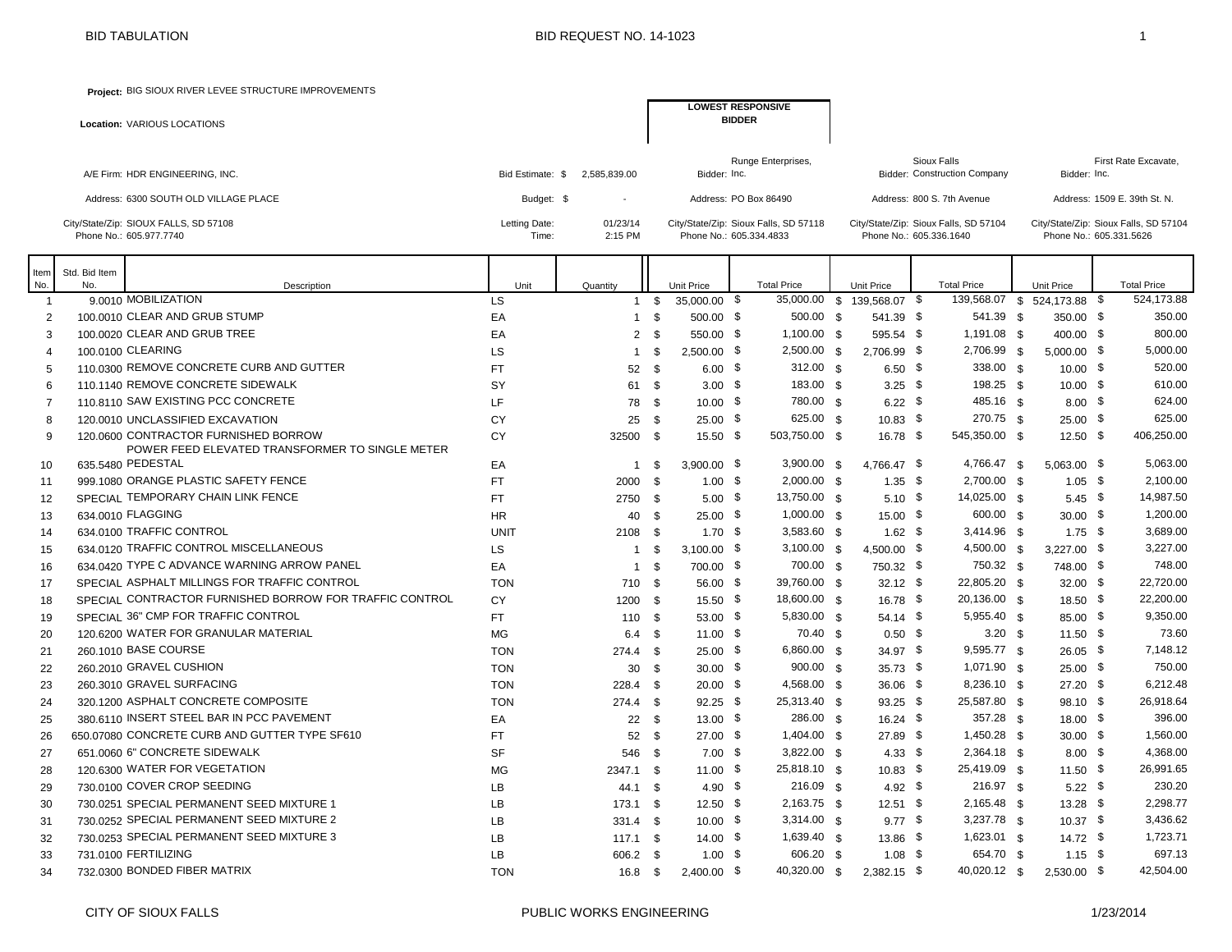BID TABULATION

BID REQUEST NO. 14-1023

**Project:** BIG SIOUX RIVER LEVEE STRUCTURE IMPROVEMENTS

**Location:** VARIOUS LOCATIONS

**LOWEST RESPONSIVE BIDDER**

A/E Firm: HDR ENGINEERING, INC.
Address: 6300 SOUTH OLD VILLAGE PLACE
City/State/Zip: SIOUX FALLS, SD 57108
Phone No.: 605.977.7740

Bid Estimate: $ 2,585,839.00
Budget: $ -
Letting Date: 01/23/14
Time: 2:15 PM

| | Bidder 1 | Bidder 2 | Bidder 3 |
|---|---|---|---|
| Bidder | Runge Enterprises, Inc. | Sioux Falls Construction Company | First Rate Excavate, Inc. |
| Address | PO Box 86490 | 800 S. 7th Avenue | 1509 E. 39th St. N. |
| City/State/Zip | Sioux Falls, SD 57118 | Sioux Falls, SD 57104 | Sioux Falls, SD 57104 |
| Phone No. | 605.334.4833 | 605.336.1640 | 605.331.5626 |

| Item No. | Std. Bid Item No. | Description | Unit | Quantity | Runge Unit Price | Runge Total Price | SFCC Unit Price | SFCC Total Price | First Rate Unit Price | First Rate Total Price |
|---|---|---|---|---|---|---|---|---|---|---|
| 1 | 9.0010 | MOBILIZATION | LS | 1 | $ 35,000.00 | $ 35,000.00 | $ 139,568.07 | $ 139,568.07 | $ 524,173.88 | $ 524,173.88 |
| 2 | 100.0010 | CLEAR AND GRUB STUMP | EA | 1 | $ 500.00 | $ 500.00 | $ 541.39 | $ 541.39 | $ 350.00 | $ 350.00 |
| 3 | 100.0020 | CLEAR AND GRUB TREE | EA | 2 | $ 550.00 | $ 1,100.00 | $ 595.54 | $ 1,191.08 | $ 400.00 | $ 800.00 |
| 4 | 100.0100 | CLEARING | LS | 1 | $ 2,500.00 | $ 2,500.00 | $ 2,706.99 | $ 2,706.99 | $ 5,000.00 | $ 5,000.00 |
| 5 | 110.0300 | REMOVE CONCRETE CURB AND GUTTER | FT | 52 | $ 6.00 | $ 312.00 | $ 6.50 | $ 338.00 | $ 10.00 | $ 520.00 |
| 6 | 110.1140 | REMOVE CONCRETE SIDEWALK | SY | 61 | $ 3.00 | $ 183.00 | $ 3.25 | $ 198.25 | $ 10.00 | $ 610.00 |
| 7 | 110.8110 | SAW EXISTING PCC CONCRETE | LF | 78 | $ 10.00 | $ 780.00 | $ 6.22 | $ 485.16 | $ 8.00 | $ 624.00 |
| 8 | 120.0010 | UNCLASSIFIED EXCAVATION | CY | 25 | $ 25.00 | $ 625.00 | $ 10.83 | $ 270.75 | $ 25.00 | $ 625.00 |
| 9 | 120.0600 | CONTRACTOR FURNISHED BORROW | CY | 32500 | $ 15.50 | $ 503,750.00 | $ 16.78 | $ 545,350.00 | $ 12.50 | $ 406,250.00 |
| 10 | 635.5480 | POWER FEED ELEVATED TRANSFORMER TO SINGLE METER PEDESTAL | EA | 1 | $ 3,900.00 | $ 3,900.00 | $ 4,766.47 | $ 4,766.47 | $ 5,063.00 | $ 5,063.00 |
| 11 | 999.1080 | ORANGE PLASTIC SAFETY FENCE | FT | 2000 | $ 1.00 | $ 2,000.00 | $ 1.35 | $ 2,700.00 | $ 1.05 | $ 2,100.00 |
| 12 | SPECIAL | TEMPORARY CHAIN LINK FENCE | FT | 2750 | $ 5.00 | $ 13,750.00 | $ 5.10 | $ 14,025.00 | $ 5.45 | $ 14,987.50 |
| 13 | 634.0010 | FLAGGING | HR | 40 | $ 25.00 | $ 1,000.00 | $ 15.00 | $ 600.00 | $ 30.00 | $ 1,200.00 |
| 14 | 634.0100 | TRAFFIC CONTROL | UNIT | 2108 | $ 1.70 | $ 3,583.60 | $ 1.62 | $ 3,414.96 | $ 1.75 | $ 3,689.00 |
| 15 | 634.0120 | TRAFFIC CONTROL MISCELLANEOUS | LS | 1 | $ 3,100.00 | $ 3,100.00 | $ 4,500.00 | $ 4,500.00 | $ 3,227.00 | $ 3,227.00 |
| 16 | 634.0420 | TYPE C ADVANCE WARNING ARROW PANEL | EA | 1 | $ 700.00 | $ 700.00 | $ 750.32 | $ 750.32 | $ 748.00 | $ 748.00 |
| 17 | SPECIAL | ASPHALT MILLINGS FOR TRAFFIC CONTROL | TON | 710 | $ 56.00 | $ 39,760.00 | $ 32.12 | $ 22,805.20 | $ 32.00 | $ 22,720.00 |
| 18 | SPECIAL | CONTRACTOR FURNISHED BORROW FOR TRAFFIC CONTROL | CY | 1200 | $ 15.50 | $ 18,600.00 | $ 16.78 | $ 20,136.00 | $ 18.50 | $ 22,200.00 |
| 19 | SPECIAL | 36" CMP FOR TRAFFIC CONTROL | FT | 110 | $ 53.00 | $ 5,830.00 | $ 54.14 | $ 5,955.40 | $ 85.00 | $ 9,350.00 |
| 20 | 120.6200 | WATER FOR GRANULAR MATERIAL | MG | 6.4 | $ 11.00 | $ 70.40 | $ 0.50 | $ 3.20 | $ 11.50 | $ 73.60 |
| 21 | 260.1010 | BASE COURSE | TON | 274.4 | $ 25.00 | $ 6,860.00 | $ 34.97 | $ 9,595.77 | $ 26.05 | $ 7,148.12 |
| 22 | 260.2010 | GRAVEL CUSHION | TON | 30 | $ 30.00 | $ 900.00 | $ 35.73 | $ 1,071.90 | $ 25.00 | $ 750.00 |
| 23 | 260.3010 | GRAVEL SURFACING | TON | 228.4 | $ 20.00 | $ 4,568.00 | $ 36.06 | $ 8,236.10 | $ 27.20 | $ 6,212.48 |
| 24 | 320.1200 | ASPHALT CONCRETE COMPOSITE | TON | 274.4 | $ 92.25 | $ 25,313.40 | $ 93.25 | $ 25,587.80 | $ 98.10 | $ 26,918.64 |
| 25 | 380.6110 | INSERT STEEL BAR IN PCC PAVEMENT | EA | 22 | $ 13.00 | $ 286.00 | $ 16.24 | $ 357.28 | $ 18.00 | $ 396.00 |
| 26 | 650.07080 | CONCRETE CURB AND GUTTER TYPE SF610 | FT | 52 | $ 27.00 | $ 1,404.00 | $ 27.89 | $ 1,450.28 | $ 30.00 | $ 1,560.00 |
| 27 | 651.0060 | 6" CONCRETE SIDEWALK | SF | 546 | $ 7.00 | $ 3,822.00 | $ 4.33 | $ 2,364.18 | $ 8.00 | $ 4,368.00 |
| 28 | 120.6300 | WATER FOR VEGETATION | MG | 2347.1 | $ 11.00 | $ 25,818.10 | $ 10.83 | $ 25,419.09 | $ 11.50 | $ 26,991.65 |
| 29 | 730.0100 | COVER CROP SEEDING | LB | 44.1 | $ 4.90 | $ 216.09 | $ 4.92 | $ 216.97 | $ 5.22 | $ 230.20 |
| 30 | 730.0251 | SPECIAL PERMANENT SEED MIXTURE 1 | LB | 173.1 | $ 12.50 | $ 2,163.75 | $ 12.51 | $ 2,165.48 | $ 13.28 | $ 2,298.77 |
| 31 | 730.0252 | SPECIAL PERMANENT SEED MIXTURE 2 | LB | 331.4 | $ 10.00 | $ 3,314.00 | $ 9.77 | $ 3,237.78 | $ 10.37 | $ 3,436.62 |
| 32 | 730.0253 | SPECIAL PERMANENT SEED MIXTURE 3 | LB | 117.1 | $ 14.00 | $ 1,639.40 | $ 13.86 | $ 1,623.01 | $ 14.72 | $ 1,723.71 |
| 33 | 731.0100 | FERTILIZING | LB | 606.2 | $ 1.00 | $ 606.20 | $ 1.08 | $ 654.70 | $ 1.15 | $ 697.13 |
| 34 | 732.0300 | BONDED FIBER MATRIX | TON | 16.8 | $ 2,400.00 | $ 40,320.00 | $ 2,382.15 | $ 40,020.12 | $ 2,530.00 | $ 42,504.00 |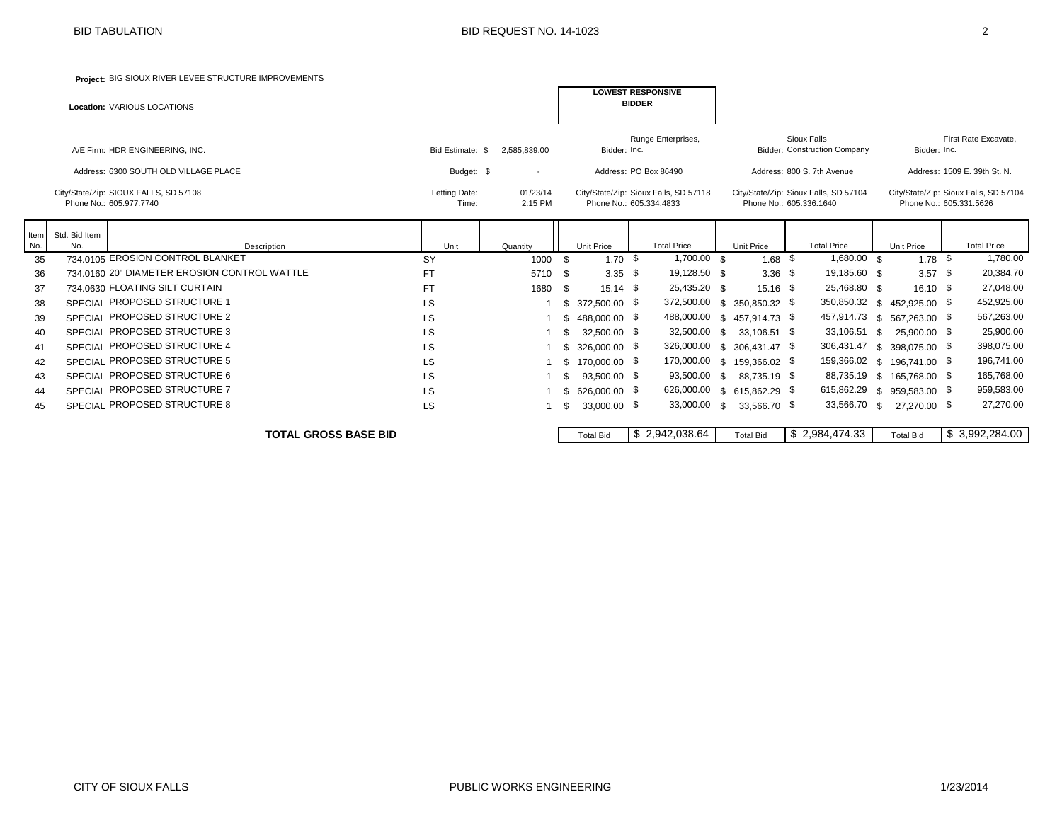**Project:** BIG SIOUX RIVER LEVEE STRUCTURE IMPROVEMENTS

**Location:** VARIOUS LOCATIONS

| | | | |
|---|---|---|---|
| A/E Firm: HDR ENGINEERING, INC. | Bid Estimate: $ 2,585,839.00 | **LOWEST RESPONSIVE BIDDER** Bidder: Runge Enterprises, Inc. | Bidder: Sioux Falls Construction Company | Bidder: First Rate Excavate, Inc. |
| Address: 6300 SOUTH OLD VILLAGE PLACE | Budget: $ - | Address: PO Box 86490 | Address: 800 S. 7th Avenue | Address: 1509 E. 39th St. N. |
| City/State/Zip: SIOUX FALLS, SD 57108 Phone No.: 605.977.7740 | Letting Date: 01/23/14 Time: 2:15 PM | City/State/Zip: Sioux Falls, SD 57118 Phone No.: 605.334.4833 | City/State/Zip: Sioux Falls, SD 57104 Phone No.: 605.336.1640 | City/State/Zip: Sioux Falls, SD 57104 Phone No.: 605.331.5626 |

| Item No. | Std. Bid Item No. | Description | Unit | Quantity | Unit Price | Total Price | Unit Price | Total Price | Unit Price | Total Price |
|---|---|---|---|---|---|---|---|---|---|---|
| 35 | 734.0105 | EROSION CONTROL BLANKET | SY | 1000 | $ 1.70 | $ 1,700.00 | $ 1.68 | $ 1,680.00 | $ 1.78 | $ 1,780.00 |
| 36 | 734.0160 | 20" DIAMETER EROSION CONTROL WATTLE | FT | 5710 | $ 3.35 | $ 19,128.50 | $ 3.36 | $ 19,185.60 | $ 3.57 | $ 20,384.70 |
| 37 | 734.0630 | FLOATING SILT CURTAIN | FT | 1680 | $ 15.14 | $ 25,435.20 | $ 15.16 | $ 25,468.80 | $ 16.10 | $ 27,048.00 |
| 38 | SPECIAL | PROPOSED STRUCTURE 1 | LS | 1 | $ 372,500.00 | $ 372,500.00 | $ 350,850.32 | $ 350,850.32 | $ 452,925.00 | $ 452,925.00 |
| 39 | SPECIAL | PROPOSED STRUCTURE 2 | LS | 1 | $ 488,000.00 | $ 488,000.00 | $ 457,914.73 | $ 457,914.73 | $ 567,263.00 | $ 567,263.00 |
| 40 | SPECIAL | PROPOSED STRUCTURE 3 | LS | 1 | $ 32,500.00 | $ 32,500.00 | $ 33,106.51 | $ 33,106.51 | $ 25,900.00 | $ 25,900.00 |
| 41 | SPECIAL | PROPOSED STRUCTURE 4 | LS | 1 | $ 326,000.00 | $ 326,000.00 | $ 306,431.47 | $ 306,431.47 | $ 398,075.00 | $ 398,075.00 |
| 42 | SPECIAL | PROPOSED STRUCTURE 5 | LS | 1 | $ 170,000.00 | $ 170,000.00 | $ 159,366.02 | $ 159,366.02 | $ 196,741.00 | $ 196,741.00 |
| 43 | SPECIAL | PROPOSED STRUCTURE 6 | LS | 1 | $ 93,500.00 | $ 93,500.00 | $ 88,735.19 | $ 88,735.19 | $ 165,768.00 | $ 165,768.00 |
| 44 | SPECIAL | PROPOSED STRUCTURE 7 | LS | 1 | $ 626,000.00 | $ 626,000.00 | $ 615,862.29 | $ 615,862.29 | $ 959,583.00 | $ 959,583.00 |
| 45 | SPECIAL | PROPOSED STRUCTURE 8 | LS | 1 | $ 33,000.00 | $ 33,000.00 | $ 33,566.70 | $ 33,566.70 | $ 27,270.00 | $ 27,270.00 |
| | | **TOTAL GROSS BASE BID** | | | Total Bid | $ 2,942,038.64 | Total Bid | $ 2,984,474.33 | Total Bid | $ 3,992,284.00 |